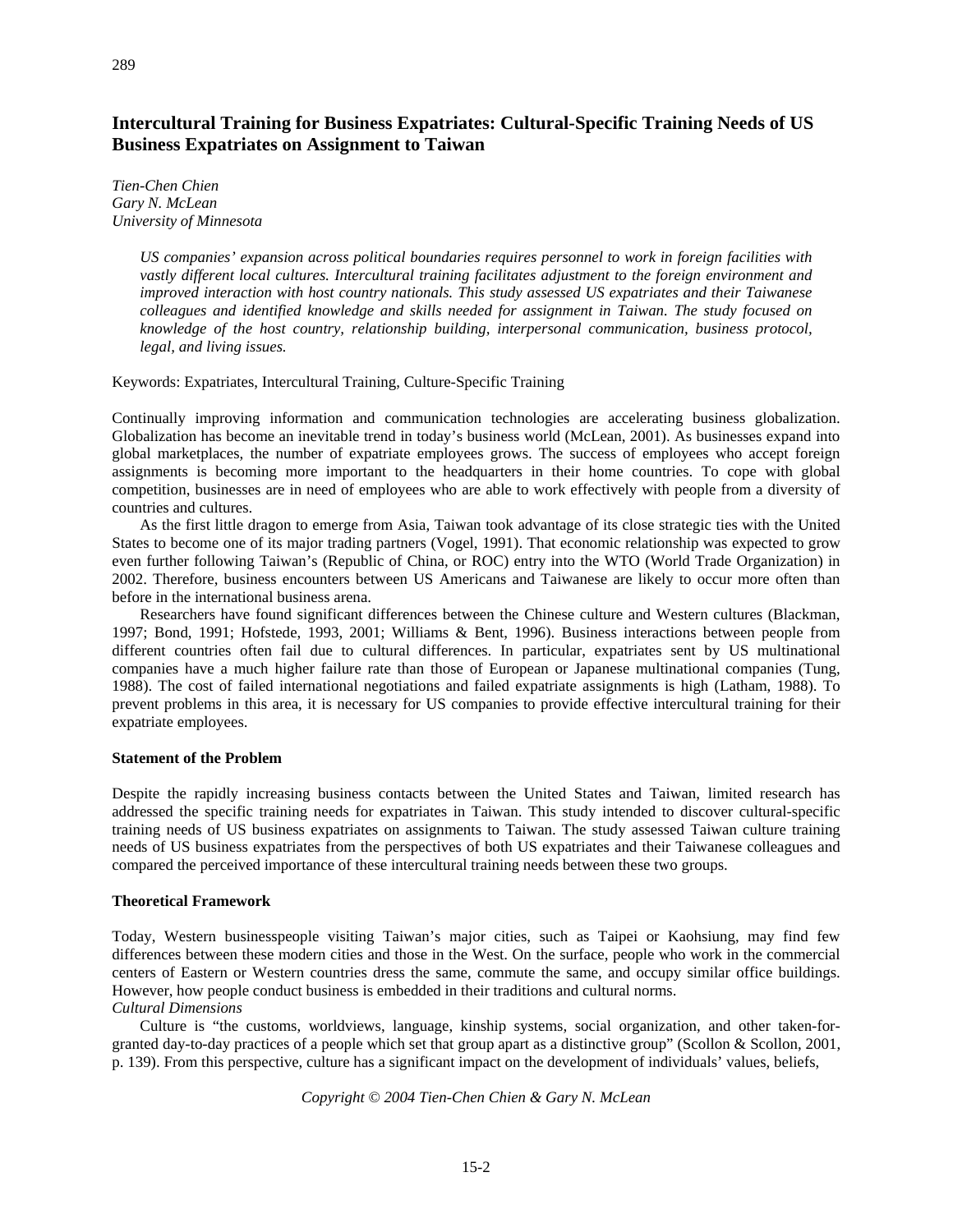# Intercultural Training for Business Expatriates: Cultural-Specific Training Needs of US Business Expatriates on Assignment to Taiwan

*Tien-Chen Chien*
*Gary N. McLean*
*University of Minnesota*

> *US companies' expansion across political boundaries requires personnel to work in foreign facilities with vastly different local cultures. Intercultural training facilitates adjustment to the foreign environment and improved interaction with host country nationals. This study assessed US expatriates and their Taiwanese colleagues and identified knowledge and skills needed for assignment in Taiwan. The study focused on knowledge of the host country, relationship building, interpersonal communication, business protocol, legal, and living issues.*

Keywords: Expatriates, Intercultural Training, Culture-Specific Training

Continually improving information and communication technologies are accelerating business globalization. Globalization has become an inevitable trend in today's business world (McLean, 2001). As businesses expand into global marketplaces, the number of expatriate employees grows. The success of employees who accept foreign assignments is becoming more important to the headquarters in their home countries. To cope with global competition, businesses are in need of employees who are able to work effectively with people from a diversity of countries and cultures.

As the first little dragon to emerge from Asia, Taiwan took advantage of its close strategic ties with the United States to become one of its major trading partners (Vogel, 1991). That economic relationship was expected to grow even further following Taiwan's (Republic of China, or ROC) entry into the WTO (World Trade Organization) in 2002. Therefore, business encounters between US Americans and Taiwanese are likely to occur more often than before in the international business arena.

Researchers have found significant differences between the Chinese culture and Western cultures (Blackman, 1997; Bond, 1991; Hofstede, 1993, 2001; Williams & Bent, 1996). Business interactions between people from different countries often fail due to cultural differences. In particular, expatriates sent by US multinational companies have a much higher failure rate than those of European or Japanese multinational companies (Tung, 1988). The cost of failed international negotiations and failed expatriate assignments is high (Latham, 1988). To prevent problems in this area, it is necessary for US companies to provide effective intercultural training for their expatriate employees.

## Statement of the Problem

Despite the rapidly increasing business contacts between the United States and Taiwan, limited research has addressed the specific training needs for expatriates in Taiwan. This study intended to discover cultural-specific training needs of US business expatriates on assignments to Taiwan. The study assessed Taiwan culture training needs of US business expatriates from the perspectives of both US expatriates and their Taiwanese colleagues and compared the perceived importance of these intercultural training needs between these two groups.

## Theoretical Framework

Today, Western businesspeople visiting Taiwan's major cities, such as Taipei or Kaohsiung, may find few differences between these modern cities and those in the West. On the surface, people who work in the commercial centers of Eastern or Western countries dress the same, commute the same, and occupy similar office buildings. However, how people conduct business is embedded in their traditions and cultural norms.

### *Cultural Dimensions*

Culture is "the customs, worldviews, language, kinship systems, social organization, and other taken-for-granted day-to-day practices of a people which set that group apart as a distinctive group" (Scollon & Scollon, 2001, p. 139). From this perspective, culture has a significant impact on the development of individuals' values, beliefs,

Copyright © 2004 Tien-Chen Chien & Gary N. McLean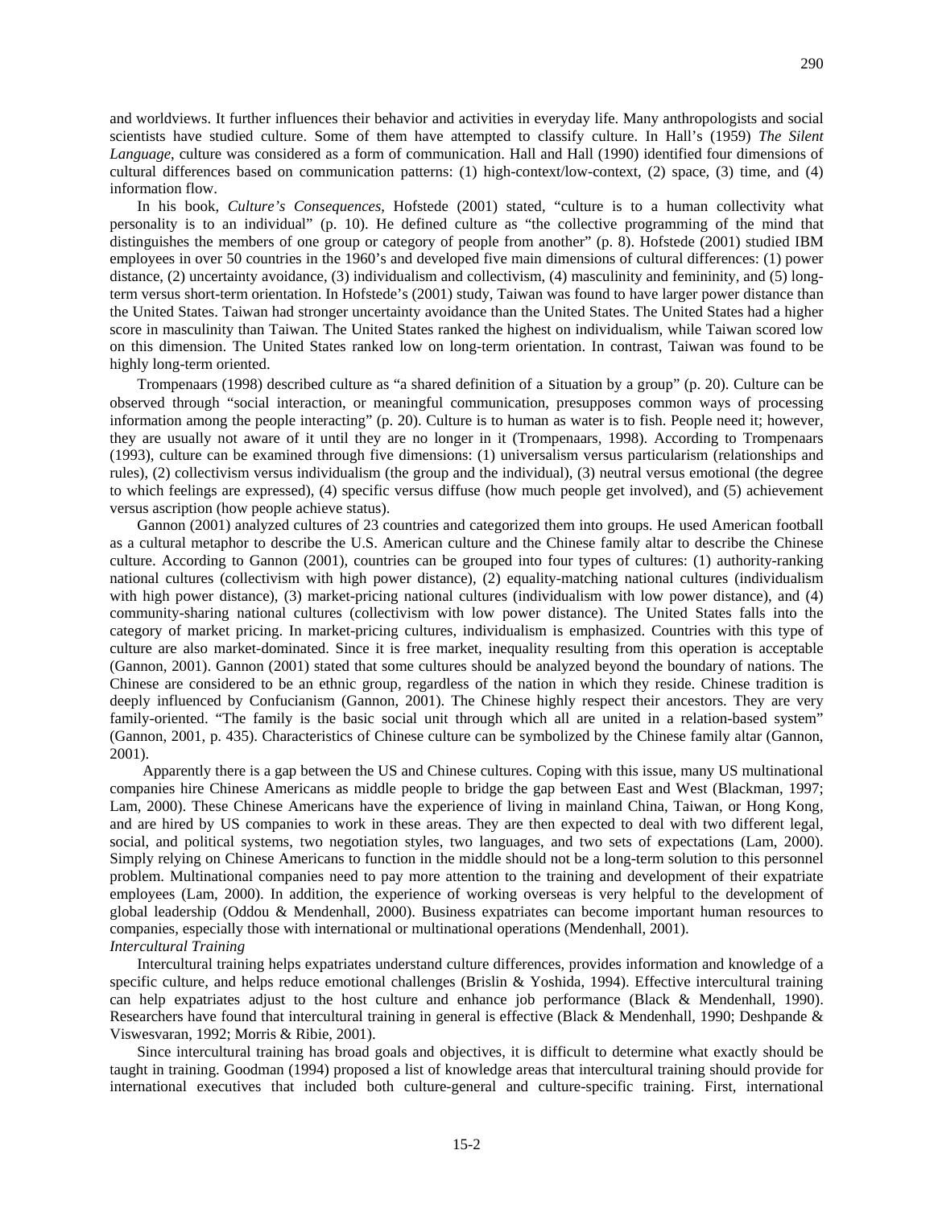and worldviews. It further influences their behavior and activities in everyday life. Many anthropologists and social scientists have studied culture. Some of them have attempted to classify culture. In Hall's (1959) *The Silent Language*, culture was considered as a form of communication. Hall and Hall (1990) identified four dimensions of cultural differences based on communication patterns: (1) high-context/low-context, (2) space, (3) time, and (4) information flow.

In his book, *Culture's Consequences*, Hofstede (2001) stated, "culture is to a human collectivity what personality is to an individual" (p. 10). He defined culture as "the collective programming of the mind that distinguishes the members of one group or category of people from another" (p. 8). Hofstede (2001) studied IBM employees in over 50 countries in the 1960's and developed five main dimensions of cultural differences: (1) power distance, (2) uncertainty avoidance, (3) individualism and collectivism, (4) masculinity and femininity, and (5) long-term versus short-term orientation. In Hofstede's (2001) study, Taiwan was found to have larger power distance than the United States. Taiwan had stronger uncertainty avoidance than the United States. The United States had a higher score in masculinity than Taiwan. The United States ranked the highest on individualism, while Taiwan scored low on this dimension. The United States ranked low on long-term orientation. In contrast, Taiwan was found to be highly long-term oriented.

Trompenaars (1998) described culture as "a shared definition of a situation by a group" (p. 20). Culture can be observed through "social interaction, or meaningful communication, presupposes common ways of processing information among the people interacting" (p. 20). Culture is to human as water is to fish. People need it; however, they are usually not aware of it until they are no longer in it (Trompenaars, 1998). According to Trompenaars (1993), culture can be examined through five dimensions: (1) universalism versus particularism (relationships and rules), (2) collectivism versus individualism (the group and the individual), (3) neutral versus emotional (the degree to which feelings are expressed), (4) specific versus diffuse (how much people get involved), and (5) achievement versus ascription (how people achieve status).

Gannon (2001) analyzed cultures of 23 countries and categorized them into groups. He used American football as a cultural metaphor to describe the U.S. American culture and the Chinese family altar to describe the Chinese culture. According to Gannon (2001), countries can be grouped into four types of cultures: (1) authority-ranking national cultures (collectivism with high power distance), (2) equality-matching national cultures (individualism with high power distance), (3) market-pricing national cultures (individualism with low power distance), and (4) community-sharing national cultures (collectivism with low power distance). The United States falls into the category of market pricing. In market-pricing cultures, individualism is emphasized. Countries with this type of culture are also market-dominated. Since it is free market, inequality resulting from this operation is acceptable (Gannon, 2001). Gannon (2001) stated that some cultures should be analyzed beyond the boundary of nations. The Chinese are considered to be an ethnic group, regardless of the nation in which they reside. Chinese tradition is deeply influenced by Confucianism (Gannon, 2001). The Chinese highly respect their ancestors. They are very family-oriented. "The family is the basic social unit through which all are united in a relation-based system" (Gannon, 2001, p. 435). Characteristics of Chinese culture can be symbolized by the Chinese family altar (Gannon, 2001).

Apparently there is a gap between the US and Chinese cultures. Coping with this issue, many US multinational companies hire Chinese Americans as middle people to bridge the gap between East and West (Blackman, 1997; Lam, 2000). These Chinese Americans have the experience of living in mainland China, Taiwan, or Hong Kong, and are hired by US companies to work in these areas. They are then expected to deal with two different legal, social, and political systems, two negotiation styles, two languages, and two sets of expectations (Lam, 2000). Simply relying on Chinese Americans to function in the middle should not be a long-term solution to this personnel problem. Multinational companies need to pay more attention to the training and development of their expatriate employees (Lam, 2000). In addition, the experience of working overseas is very helpful to the development of global leadership (Oddou & Mendenhall, 2000). Business expatriates can become important human resources to companies, especially those with international or multinational operations (Mendenhall, 2001).

### *Intercultural Training*

Intercultural training helps expatriates understand culture differences, provides information and knowledge of a specific culture, and helps reduce emotional challenges (Brislin & Yoshida, 1994). Effective intercultural training can help expatriates adjust to the host culture and enhance job performance (Black & Mendenhall, 1990). Researchers have found that intercultural training in general is effective (Black & Mendenhall, 1990; Deshpande & Viswesvaran, 1992; Morris & Ribie, 2001).

Since intercultural training has broad goals and objectives, it is difficult to determine what exactly should be taught in training. Goodman (1994) proposed a list of knowledge areas that intercultural training should provide for international executives that included both culture-general and culture-specific training. First, international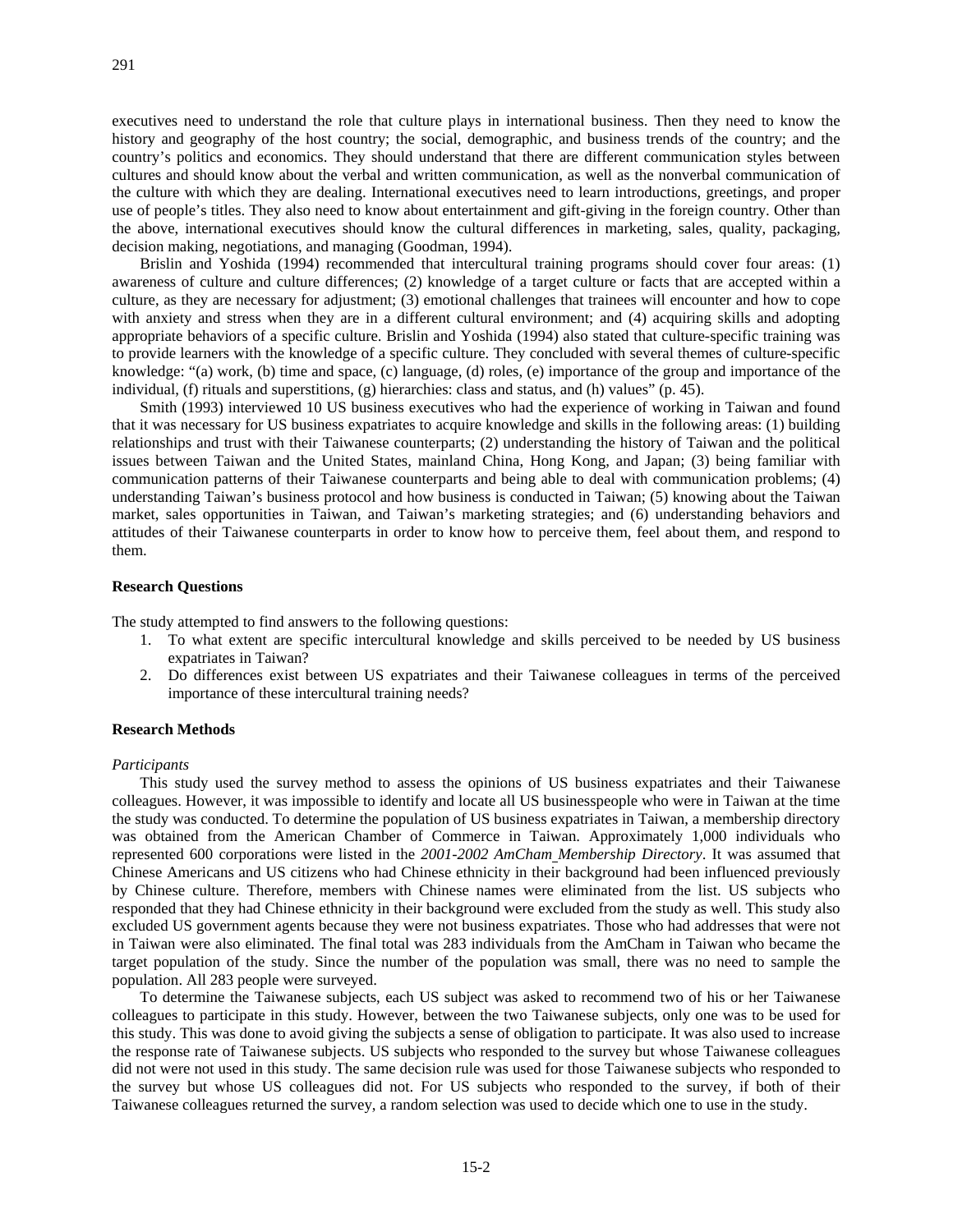executives need to understand the role that culture plays in international business. Then they need to know the history and geography of the host country; the social, demographic, and business trends of the country; and the country's politics and economics. They should understand that there are different communication styles between cultures and should know about the verbal and written communication, as well as the nonverbal communication of the culture with which they are dealing. International executives need to learn introductions, greetings, and proper use of people's titles. They also need to know about entertainment and gift-giving in the foreign country. Other than the above, international executives should know the cultural differences in marketing, sales, quality, packaging, decision making, negotiations, and managing (Goodman, 1994).

Brislin and Yoshida (1994) recommended that intercultural training programs should cover four areas: (1) awareness of culture and culture differences; (2) knowledge of a target culture or facts that are accepted within a culture, as they are necessary for adjustment; (3) emotional challenges that trainees will encounter and how to cope with anxiety and stress when they are in a different cultural environment; and (4) acquiring skills and adopting appropriate behaviors of a specific culture. Brislin and Yoshida (1994) also stated that culture-specific training was to provide learners with the knowledge of a specific culture. They concluded with several themes of culture-specific knowledge: "(a) work, (b) time and space, (c) language, (d) roles, (e) importance of the group and importance of the individual, (f) rituals and superstitions, (g) hierarchies: class and status, and (h) values" (p. 45).

Smith (1993) interviewed 10 US business executives who had the experience of working in Taiwan and found that it was necessary for US business expatriates to acquire knowledge and skills in the following areas: (1) building relationships and trust with their Taiwanese counterparts; (2) understanding the history of Taiwan and the political issues between Taiwan and the United States, mainland China, Hong Kong, and Japan; (3) being familiar with communication patterns of their Taiwanese counterparts and being able to deal with communication problems; (4) understanding Taiwan's business protocol and how business is conducted in Taiwan; (5) knowing about the Taiwan market, sales opportunities in Taiwan, and Taiwan's marketing strategies; and (6) understanding behaviors and attitudes of their Taiwanese counterparts in order to know how to perceive them, feel about them, and respond to them.

**Research Questions**

The study attempted to find answers to the following questions:

1. To what extent are specific intercultural knowledge and skills perceived to be needed by US business expatriates in Taiwan?
2. Do differences exist between US expatriates and their Taiwanese colleagues in terms of the perceived importance of these intercultural training needs?

**Research Methods**

*Participants*

This study used the survey method to assess the opinions of US business expatriates and their Taiwanese colleagues. However, it was impossible to identify and locate all US businesspeople who were in Taiwan at the time the study was conducted. To determine the population of US business expatriates in Taiwan, a membership directory was obtained from the American Chamber of Commerce in Taiwan. Approximately 1,000 individuals who represented 600 corporations were listed in the *2001-2002 AmCham Membership Directory*. It was assumed that Chinese Americans and US citizens who had Chinese ethnicity in their background had been influenced previously by Chinese culture. Therefore, members with Chinese names were eliminated from the list. US subjects who responded that they had Chinese ethnicity in their background were excluded from the study as well. This study also excluded US government agents because they were not business expatriates. Those who had addresses that were not in Taiwan were also eliminated. The final total was 283 individuals from the AmCham in Taiwan who became the target population of the study. Since the number of the population was small, there was no need to sample the population. All 283 people were surveyed.

To determine the Taiwanese subjects, each US subject was asked to recommend two of his or her Taiwanese colleagues to participate in this study. However, between the two Taiwanese subjects, only one was to be used for this study. This was done to avoid giving the subjects a sense of obligation to participate. It was also used to increase the response rate of Taiwanese subjects. US subjects who responded to the survey but whose Taiwanese colleagues did not were not used in this study. The same decision rule was used for those Taiwanese subjects who responded to the survey but whose US colleagues did not. For US subjects who responded to the survey, if both of their Taiwanese colleagues returned the survey, a random selection was used to decide which one to use in the study.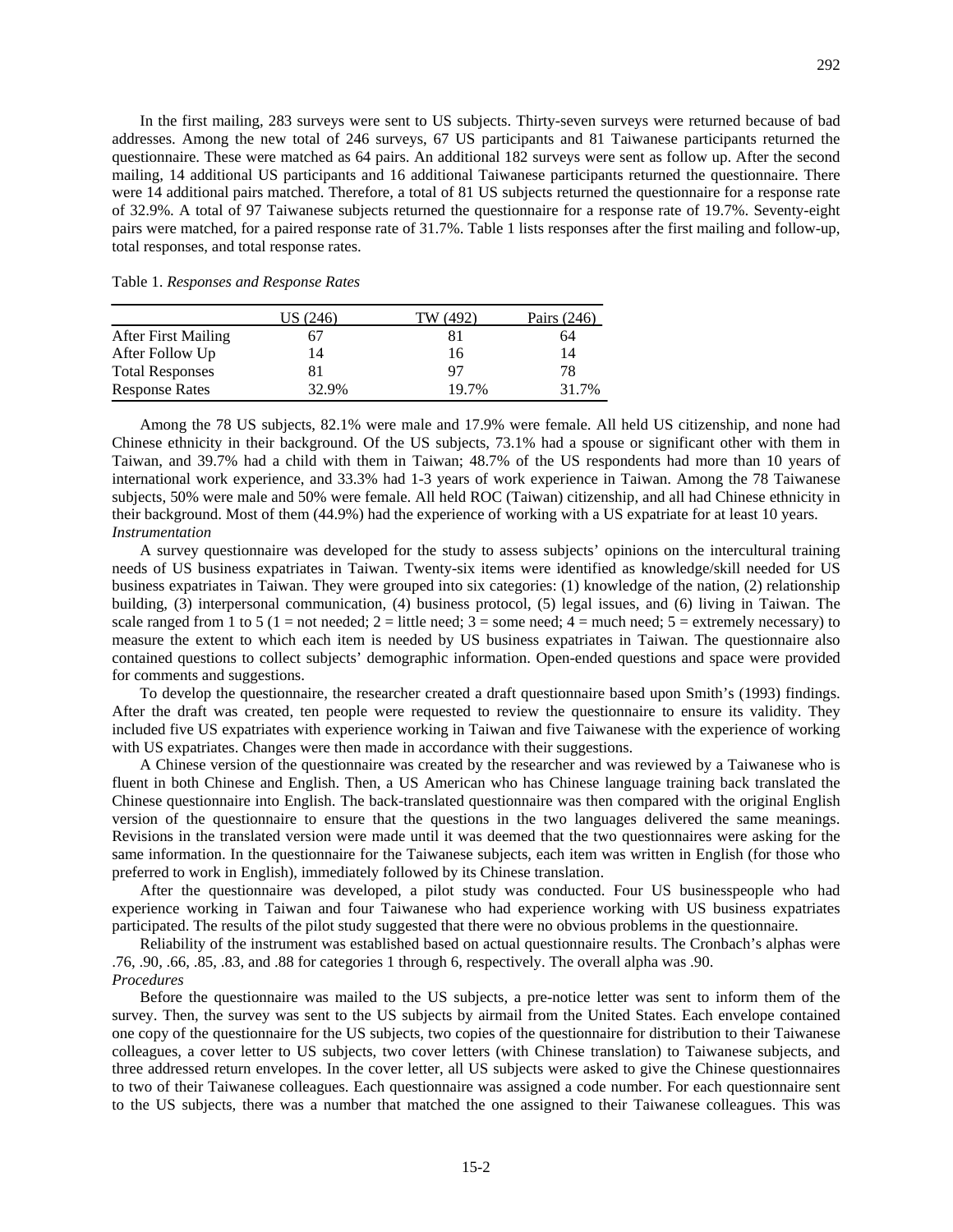In the first mailing, 283 surveys were sent to US subjects. Thirty-seven surveys were returned because of bad addresses. Among the new total of 246 surveys, 67 US participants and 81 Taiwanese participants returned the questionnaire. These were matched as 64 pairs. An additional 182 surveys were sent as follow up. After the second mailing, 14 additional US participants and 16 additional Taiwanese participants returned the questionnaire. There were 14 additional pairs matched. Therefore, a total of 81 US subjects returned the questionnaire for a response rate of 32.9%. A total of 97 Taiwanese subjects returned the questionnaire for a response rate of 19.7%. Seventy-eight pairs were matched, for a paired response rate of 31.7%. Table 1 lists responses after the first mailing and follow-up, total responses, and total response rates.

Table 1. *Responses and Response Rates*

| | US (246) | TW (492) | Pairs (246) |
|---|---|---|---|
| After First Mailing | 67 | 81 | 64 |
| After Follow Up | 14 | 16 | 14 |
| Total Responses | 81 | 97 | 78 |
| Response Rates | 32.9% | 19.7% | 31.7% |

Among the 78 US subjects, 82.1% were male and 17.9% were female. All held US citizenship, and none had Chinese ethnicity in their background. Of the US subjects, 73.1% had a spouse or significant other with them in Taiwan, and 39.7% had a child with them in Taiwan; 48.7% of the US respondents had more than 10 years of international work experience, and 33.3% had 1-3 years of work experience in Taiwan. Among the 78 Taiwanese subjects, 50% were male and 50% were female. All held ROC (Taiwan) citizenship, and all had Chinese ethnicity in their background. Most of them (44.9%) had the experience of working with a US expatriate for at least 10 years.

*Instrumentation*

A survey questionnaire was developed for the study to assess subjects' opinions on the intercultural training needs of US business expatriates in Taiwan. Twenty-six items were identified as knowledge/skill needed for US business expatriates in Taiwan. They were grouped into six categories: (1) knowledge of the nation, (2) relationship building, (3) interpersonal communication, (4) business protocol, (5) legal issues, and (6) living in Taiwan. The scale ranged from 1 to 5 (1 = not needed; 2 = little need; 3 = some need; 4 = much need; 5 = extremely necessary) to measure the extent to which each item is needed by US business expatriates in Taiwan. The questionnaire also contained questions to collect subjects' demographic information. Open-ended questions and space were provided for comments and suggestions.

To develop the questionnaire, the researcher created a draft questionnaire based upon Smith's (1993) findings. After the draft was created, ten people were requested to review the questionnaire to ensure its validity. They included five US expatriates with experience working in Taiwan and five Taiwanese with the experience of working with US expatriates. Changes were then made in accordance with their suggestions.

A Chinese version of the questionnaire was created by the researcher and was reviewed by a Taiwanese who is fluent in both Chinese and English. Then, a US American who has Chinese language training back translated the Chinese questionnaire into English. The back-translated questionnaire was then compared with the original English version of the questionnaire to ensure that the questions in the two languages delivered the same meanings. Revisions in the translated version were made until it was deemed that the two questionnaires were asking for the same information. In the questionnaire for the Taiwanese subjects, each item was written in English (for those who preferred to work in English), immediately followed by its Chinese translation.

After the questionnaire was developed, a pilot study was conducted. Four US businesspeople who had experience working in Taiwan and four Taiwanese who had experience working with US business expatriates participated. The results of the pilot study suggested that there were no obvious problems in the questionnaire.

Reliability of the instrument was established based on actual questionnaire results. The Cronbach's alphas were .76, .90, .66, .85, .83, and .88 for categories 1 through 6, respectively. The overall alpha was .90.

*Procedures*

Before the questionnaire was mailed to the US subjects, a pre-notice letter was sent to inform them of the survey. Then, the survey was sent to the US subjects by airmail from the United States. Each envelope contained one copy of the questionnaire for the US subjects, two copies of the questionnaire for distribution to their Taiwanese colleagues, a cover letter to US subjects, two cover letters (with Chinese translation) to Taiwanese subjects, and three addressed return envelopes. In the cover letter, all US subjects were asked to give the Chinese questionnaires to two of their Taiwanese colleagues. Each questionnaire was assigned a code number. For each questionnaire sent to the US subjects, there was a number that matched the one assigned to their Taiwanese colleagues. This was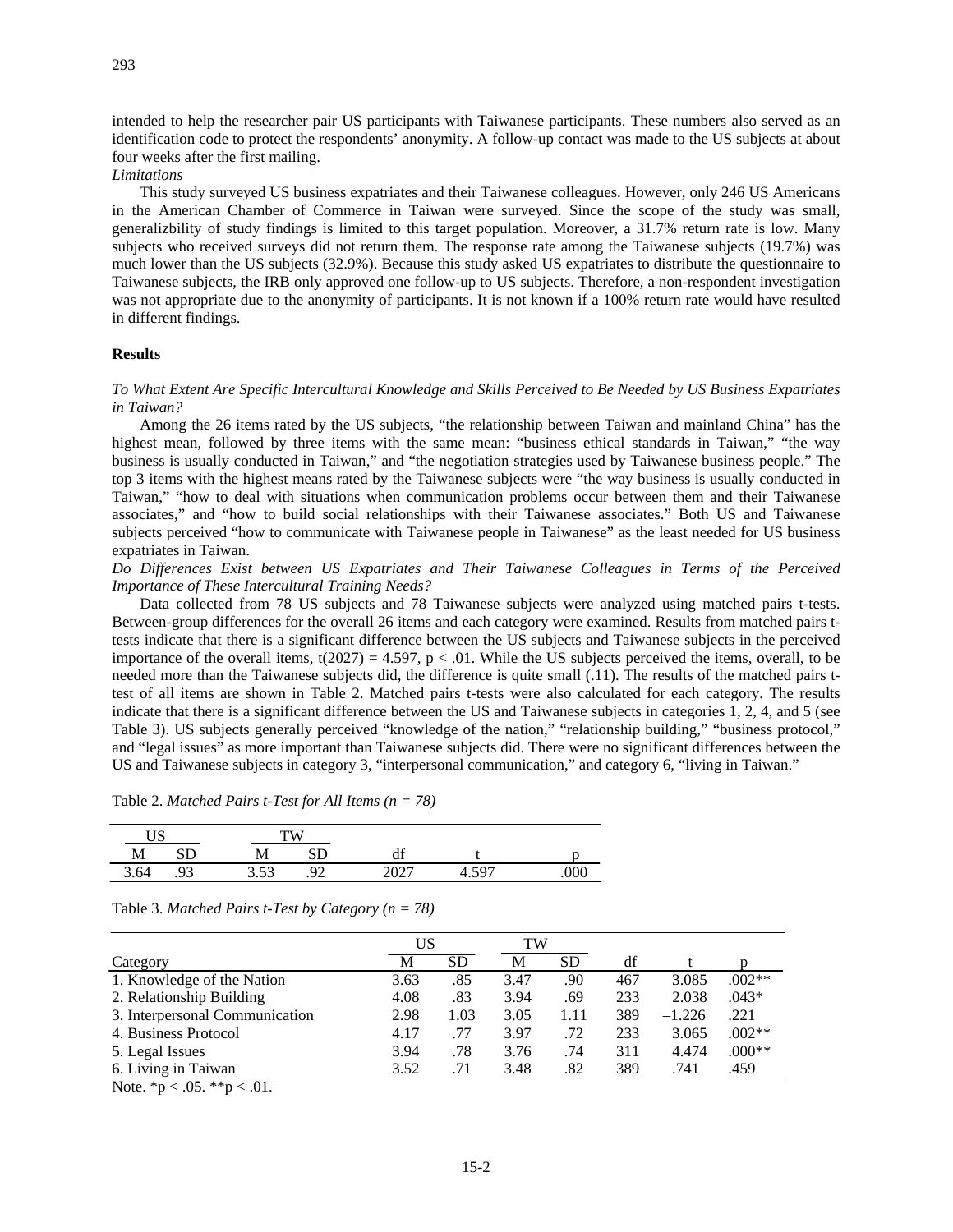intended to help the researcher pair US participants with Taiwanese participants. These numbers also served as an identification code to protect the respondents' anonymity. A follow-up contact was made to the US subjects at about four weeks after the first mailing.

*Limitations*

This study surveyed US business expatriates and their Taiwanese colleagues. However, only 246 US Americans in the American Chamber of Commerce in Taiwan were surveyed. Since the scope of the study was small, generalizbility of study findings is limited to this target population. Moreover, a 31.7% return rate is low. Many subjects who received surveys did not return them. The response rate among the Taiwanese subjects (19.7%) was much lower than the US subjects (32.9%). Because this study asked US expatriates to distribute the questionnaire to Taiwanese subjects, the IRB only approved one follow-up to US subjects. Therefore, a non-respondent investigation was not appropriate due to the anonymity of participants. It is not known if a 100% return rate would have resulted in different findings.

## Results

*To What Extent Are Specific Intercultural Knowledge and Skills Perceived to Be Needed by US Business Expatriates in Taiwan?*

Among the 26 items rated by the US subjects, "the relationship between Taiwan and mainland China" has the highest mean, followed by three items with the same mean: "business ethical standards in Taiwan," "the way business is usually conducted in Taiwan," and "the negotiation strategies used by Taiwanese business people." The top 3 items with the highest means rated by the Taiwanese subjects were "the way business is usually conducted in Taiwan," "how to deal with situations when communication problems occur between them and their Taiwanese associates," and "how to build social relationships with their Taiwanese associates." Both US and Taiwanese subjects perceived "how to communicate with Taiwanese people in Taiwanese" as the least needed for US business expatriates in Taiwan.

*Do Differences Exist between US Expatriates and Their Taiwanese Colleagues in Terms of the Perceived Importance of These Intercultural Training Needs?*

Data collected from 78 US subjects and 78 Taiwanese subjects were analyzed using matched pairs t-tests. Between-group differences for the overall 26 items and each category were examined. Results from matched pairs t-tests indicate that there is a significant difference between the US subjects and Taiwanese subjects in the perceived importance of the overall items, $t(2027) = 4.597$, $p < .01$. While the US subjects perceived the items, overall, to be needed more than the Taiwanese subjects did, the difference is quite small (.11). The results of the matched pairs t-test of all items are shown in Table 2. Matched pairs t-tests were also calculated for each category. The results indicate that there is a significant difference between the US and Taiwanese subjects in categories 1, 2, 4, and 5 (see Table 3). US subjects generally perceived "knowledge of the nation," "relationship building," "business protocol," and "legal issues" as more important than Taiwanese subjects did. There were no significant differences between the US and Taiwanese subjects in category 3, "interpersonal communication," and category 6, "living in Taiwan."

Table 2. *Matched Pairs t-Test for All Items (n = 78)*

| US | | TW | | | | |
|---|---|---|---|---|---|---|
| M | SD | M | SD | df | t | p |
| 3.64 | .93 | 3.53 | .92 | 2027 | 4.597 | .000 |

Table 3. *Matched Pairs t-Test by Category (n = 78)*

| | US | | TW | | | | |
|---|---|---|---|---|---|---|---|
| Category | M | SD | M | SD | df | t | p |
| 1. Knowledge of the Nation | 3.63 | .85 | 3.47 | .90 | 467 | 3.085 | .002** |
| 2. Relationship Building | 4.08 | .83 | 3.94 | .69 | 233 | 2.038 | .043* |
| 3. Interpersonal Communication | 2.98 | 1.03 | 3.05 | 1.11 | 389 | –1.226 | .221 |
| 4. Business Protocol | 4.17 | .77 | 3.97 | .72 | 233 | 3.065 | .002** |
| 5. Legal Issues | 3.94 | .78 | 3.76 | .74 | 311 | 4.474 | .000** |
| 6. Living in Taiwan | 3.52 | .71 | 3.48 | .82 | 389 | .741 | .459 |

Note. $^*p < .05$. $^{**}p < .01$.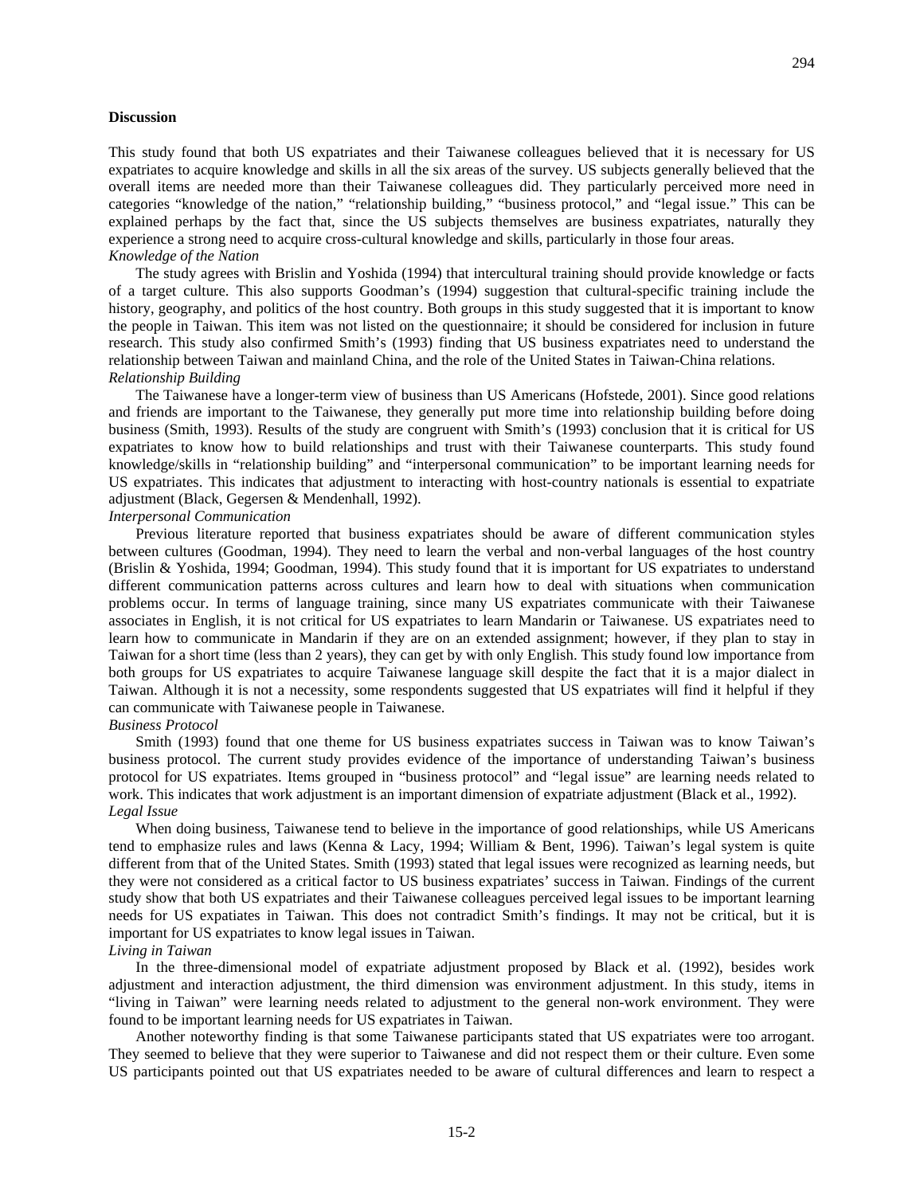## Discussion

This study found that both US expatriates and their Taiwanese colleagues believed that it is necessary for US expatriates to acquire knowledge and skills in all the six areas of the survey. US subjects generally believed that the overall items are needed more than their Taiwanese colleagues did. They particularly perceived more need in categories "knowledge of the nation," "relationship building," "business protocol," and "legal issue." This can be explained perhaps by the fact that, since the US subjects themselves are business expatriates, naturally they experience a strong need to acquire cross-cultural knowledge and skills, particularly in those four areas.

### *Knowledge of the Nation*

The study agrees with Brislin and Yoshida (1994) that intercultural training should provide knowledge or facts of a target culture. This also supports Goodman's (1994) suggestion that cultural-specific training include the history, geography, and politics of the host country. Both groups in this study suggested that it is important to know the people in Taiwan. This item was not listed on the questionnaire; it should be considered for inclusion in future research. This study also confirmed Smith's (1993) finding that US business expatriates need to understand the relationship between Taiwan and mainland China, and the role of the United States in Taiwan-China relations.

### *Relationship Building*

The Taiwanese have a longer-term view of business than US Americans (Hofstede, 2001). Since good relations and friends are important to the Taiwanese, they generally put more time into relationship building before doing business (Smith, 1993). Results of the study are congruent with Smith's (1993) conclusion that it is critical for US expatriates to know how to build relationships and trust with their Taiwanese counterparts. This study found knowledge/skills in "relationship building" and "interpersonal communication" to be important learning needs for US expatriates. This indicates that adjustment to interacting with host-country nationals is essential to expatriate adjustment (Black, Gegersen & Mendenhall, 1992).

### *Interpersonal Communication*

Previous literature reported that business expatriates should be aware of different communication styles between cultures (Goodman, 1994). They need to learn the verbal and non-verbal languages of the host country (Brislin & Yoshida, 1994; Goodman, 1994). This study found that it is important for US expatriates to understand different communication patterns across cultures and learn how to deal with situations when communication problems occur. In terms of language training, since many US expatriates communicate with their Taiwanese associates in English, it is not critical for US expatriates to learn Mandarin or Taiwanese. US expatriates need to learn how to communicate in Mandarin if they are on an extended assignment; however, if they plan to stay in Taiwan for a short time (less than 2 years), they can get by with only English. This study found low importance from both groups for US expatriates to acquire Taiwanese language skill despite the fact that it is a major dialect in Taiwan. Although it is not a necessity, some respondents suggested that US expatriates will find it helpful if they can communicate with Taiwanese people in Taiwanese.

### *Business Protocol*

Smith (1993) found that one theme for US business expatriates success in Taiwan was to know Taiwan's business protocol. The current study provides evidence of the importance of understanding Taiwan's business protocol for US expatriates. Items grouped in "business protocol" and "legal issue" are learning needs related to work. This indicates that work adjustment is an important dimension of expatriate adjustment (Black et al., 1992).

### *Legal Issue*

When doing business, Taiwanese tend to believe in the importance of good relationships, while US Americans tend to emphasize rules and laws (Kenna & Lacy, 1994; William & Bent, 1996). Taiwan's legal system is quite different from that of the United States. Smith (1993) stated that legal issues were recognized as learning needs, but they were not considered as a critical factor to US business expatriates' success in Taiwan. Findings of the current study show that both US expatriates and their Taiwanese colleagues perceived legal issues to be important learning needs for US expatiates in Taiwan. This does not contradict Smith's findings. It may not be critical, but it is important for US expatriates to know legal issues in Taiwan.

### *Living in Taiwan*

In the three-dimensional model of expatriate adjustment proposed by Black et al. (1992), besides work adjustment and interaction adjustment, the third dimension was environment adjustment. In this study, items in "living in Taiwan" were learning needs related to adjustment to the general non-work environment. They were found to be important learning needs for US expatriates in Taiwan.

Another noteworthy finding is that some Taiwanese participants stated that US expatriates were too arrogant. They seemed to believe that they were superior to Taiwanese and did not respect them or their culture. Even some US participants pointed out that US expatriates needed to be aware of cultural differences and learn to respect a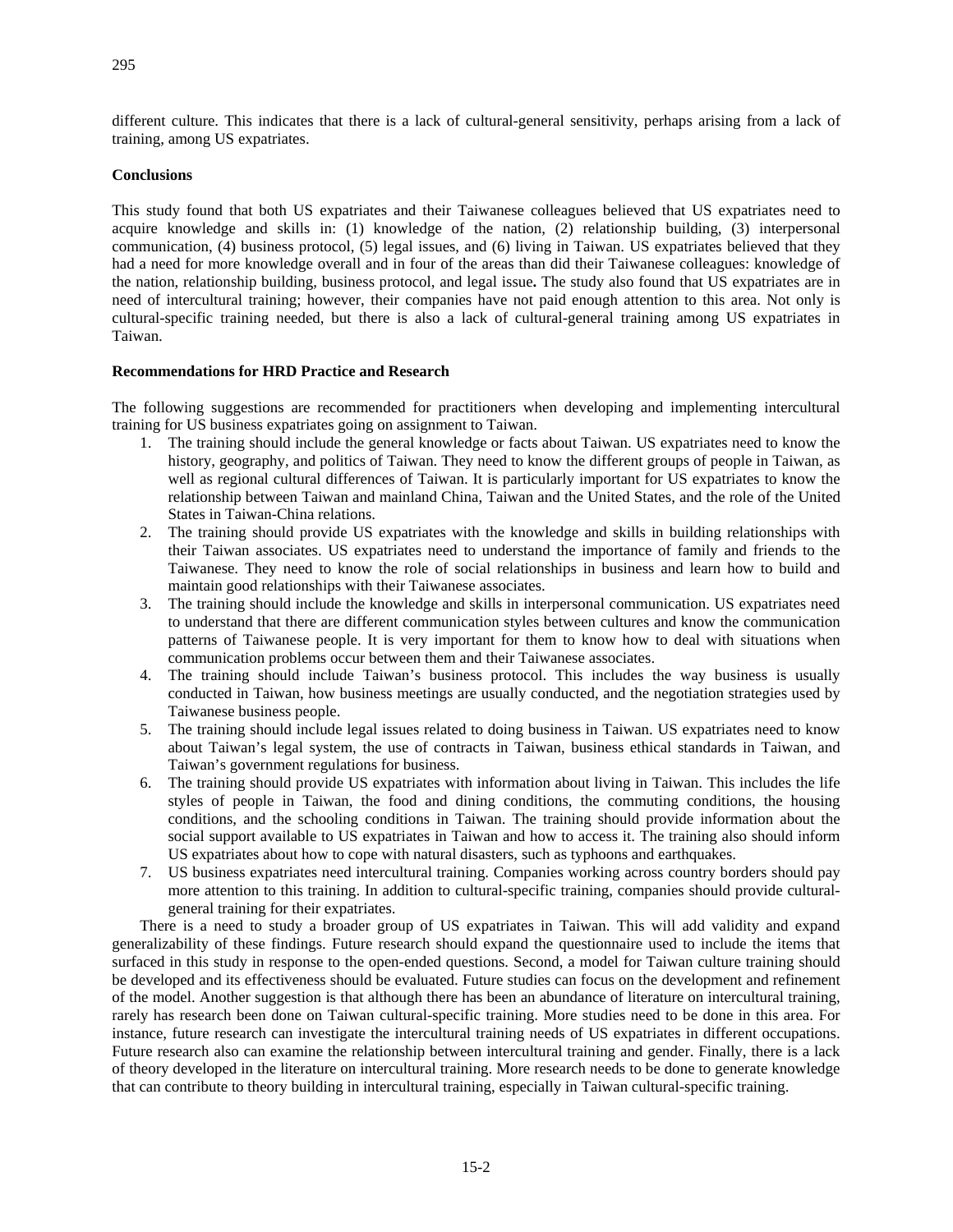different culture. This indicates that there is a lack of cultural-general sensitivity, perhaps arising from a lack of training, among US expatriates.

**Conclusions**

This study found that both US expatriates and their Taiwanese colleagues believed that US expatriates need to acquire knowledge and skills in: (1) knowledge of the nation, (2) relationship building, (3) interpersonal communication, (4) business protocol, (5) legal issues, and (6) living in Taiwan. US expatriates believed that they had a need for more knowledge overall and in four of the areas than did their Taiwanese colleagues: knowledge of the nation, relationship building, business protocol, and legal issue**.** The study also found that US expatriates are in need of intercultural training; however, their companies have not paid enough attention to this area. Not only is cultural-specific training needed, but there is also a lack of cultural-general training among US expatriates in Taiwan.

**Recommendations for HRD Practice and Research**

The following suggestions are recommended for practitioners when developing and implementing intercultural training for US business expatriates going on assignment to Taiwan.

1. The training should include the general knowledge or facts about Taiwan. US expatriates need to know the history, geography, and politics of Taiwan. They need to know the different groups of people in Taiwan, as well as regional cultural differences of Taiwan. It is particularly important for US expatriates to know the relationship between Taiwan and mainland China, Taiwan and the United States, and the role of the United States in Taiwan-China relations.
2. The training should provide US expatriates with the knowledge and skills in building relationships with their Taiwan associates. US expatriates need to understand the importance of family and friends to the Taiwanese. They need to know the role of social relationships in business and learn how to build and maintain good relationships with their Taiwanese associates.
3. The training should include the knowledge and skills in interpersonal communication. US expatriates need to understand that there are different communication styles between cultures and know the communication patterns of Taiwanese people. It is very important for them to know how to deal with situations when communication problems occur between them and their Taiwanese associates.
4. The training should include Taiwan's business protocol. This includes the way business is usually conducted in Taiwan, how business meetings are usually conducted, and the negotiation strategies used by Taiwanese business people.
5. The training should include legal issues related to doing business in Taiwan. US expatriates need to know about Taiwan's legal system, the use of contracts in Taiwan, business ethical standards in Taiwan, and Taiwan's government regulations for business.
6. The training should provide US expatriates with information about living in Taiwan. This includes the life styles of people in Taiwan, the food and dining conditions, the commuting conditions, the housing conditions, and the schooling conditions in Taiwan. The training should provide information about the social support available to US expatriates in Taiwan and how to access it. The training also should inform US expatriates about how to cope with natural disasters, such as typhoons and earthquakes.
7. US business expatriates need intercultural training. Companies working across country borders should pay more attention to this training. In addition to cultural-specific training, companies should provide cultural-general training for their expatriates.

There is a need to study a broader group of US expatriates in Taiwan. This will add validity and expand generalizability of these findings. Future research should expand the questionnaire used to include the items that surfaced in this study in response to the open-ended questions. Second, a model for Taiwan culture training should be developed and its effectiveness should be evaluated. Future studies can focus on the development and refinement of the model. Another suggestion is that although there has been an abundance of literature on intercultural training, rarely has research been done on Taiwan cultural-specific training. More studies need to be done in this area. For instance, future research can investigate the intercultural training needs of US expatriates in different occupations. Future research also can examine the relationship between intercultural training and gender. Finally, there is a lack of theory developed in the literature on intercultural training. More research needs to be done to generate knowledge that can contribute to theory building in intercultural training, especially in Taiwan cultural-specific training.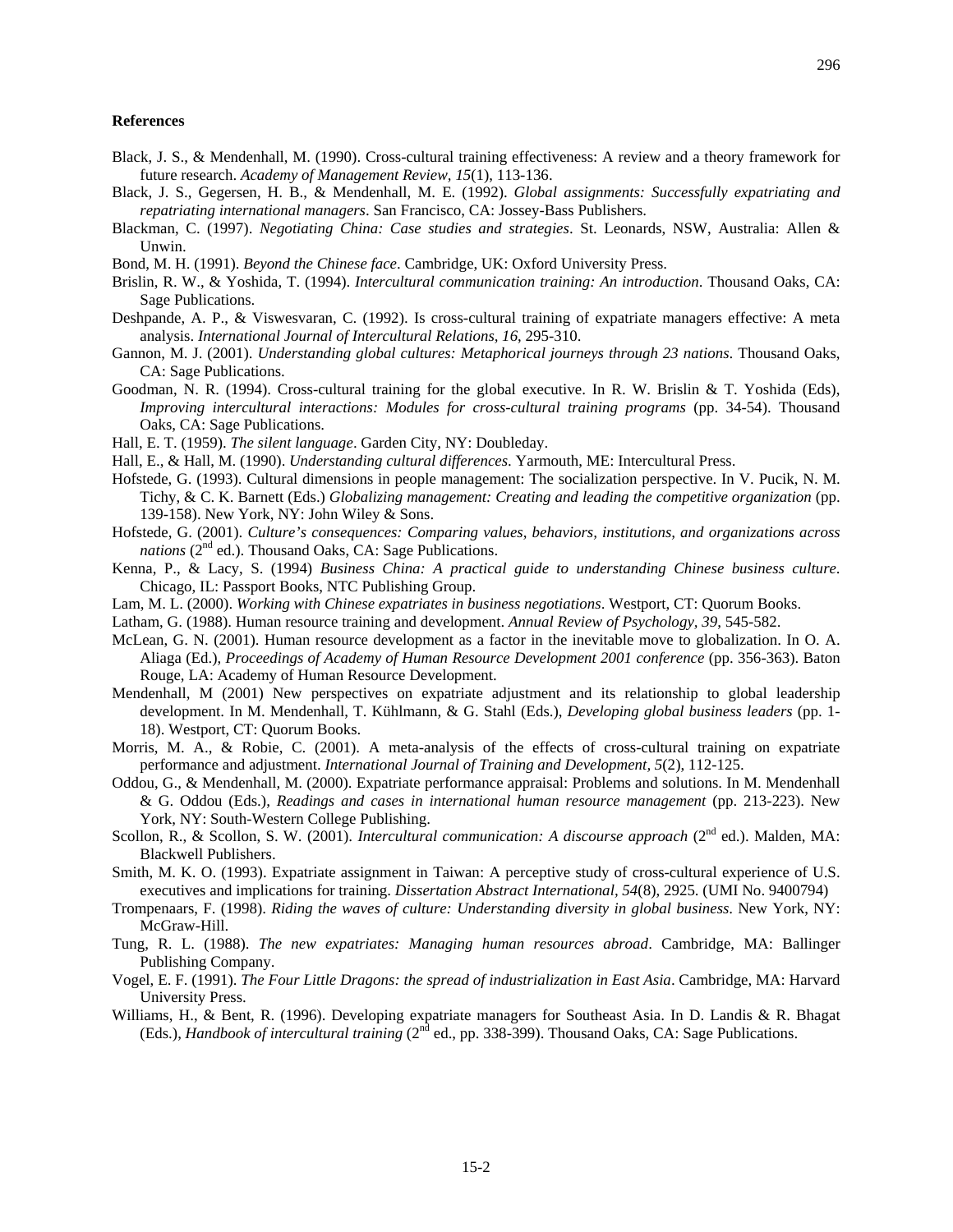**References**

Black, J. S., & Mendenhall, M. (1990). Cross-cultural training effectiveness: A review and a theory framework for future research. *Academy of Management Review, 15*(1), 113-136.

Black, J. S., Gegersen, H. B., & Mendenhall, M. E. (1992). *Global assignments: Successfully expatriating and repatriating international managers*. San Francisco, CA: Jossey-Bass Publishers.

Blackman, C. (1997). *Negotiating China: Case studies and strategies*. St. Leonards, NSW, Australia: Allen & Unwin.

Bond, M. H. (1991). *Beyond the Chinese face*. Cambridge, UK: Oxford University Press.

Brislin, R. W., & Yoshida, T. (1994). *Intercultural communication training: An introduction*. Thousand Oaks, CA: Sage Publications.

Deshpande, A. P., & Viswesvaran, C. (1992). Is cross-cultural training of expatriate managers effective: A meta analysis. *International Journal of Intercultural Relations, 16*, 295-310.

Gannon, M. J. (2001). *Understanding global cultures: Metaphorical journeys through 23 nations*. Thousand Oaks, CA: Sage Publications.

Goodman, N. R. (1994). Cross-cultural training for the global executive. In R. W. Brislin & T. Yoshida (Eds), *Improving intercultural interactions: Modules for cross-cultural training programs* (pp. 34-54). Thousand Oaks, CA: Sage Publications.

Hall, E. T. (1959). *The silent language*. Garden City, NY: Doubleday.

Hall, E., & Hall, M. (1990). *Understanding cultural differences*. Yarmouth, ME: Intercultural Press.

Hofstede, G. (1993). Cultural dimensions in people management: The socialization perspective. In V. Pucik, N. M. Tichy, & C. K. Barnett (Eds.) *Globalizing management: Creating and leading the competitive organization* (pp. 139-158). New York, NY: John Wiley & Sons.

Hofstede, G. (2001). *Culture's consequences: Comparing values, behaviors, institutions, and organizations across nations* (2nd ed.). Thousand Oaks, CA: Sage Publications.

Kenna, P., & Lacy, S. (1994) *Business China: A practical guide to understanding Chinese business culture*. Chicago, IL: Passport Books, NTC Publishing Group.

Lam, M. L. (2000). *Working with Chinese expatriates in business negotiations*. Westport, CT: Quorum Books.

Latham, G. (1988). Human resource training and development. *Annual Review of Psychology, 39*, 545-582.

McLean, G. N. (2001). Human resource development as a factor in the inevitable move to globalization. In O. A. Aliaga (Ed.), *Proceedings of Academy of Human Resource Development 2001 conference* (pp. 356-363). Baton Rouge, LA: Academy of Human Resource Development.

Mendenhall, M (2001) New perspectives on expatriate adjustment and its relationship to global leadership development. In M. Mendenhall, T. Kühlmann, & G. Stahl (Eds.), *Developing global business leaders* (pp. 1-18). Westport, CT: Quorum Books.

Morris, M. A., & Robie, C. (2001). A meta-analysis of the effects of cross-cultural training on expatriate performance and adjustment. *International Journal of Training and Development, 5*(2), 112-125.

Oddou, G., & Mendenhall, M. (2000). Expatriate performance appraisal: Problems and solutions. In M. Mendenhall & G. Oddou (Eds.), *Readings and cases in international human resource management* (pp. 213-223). New York, NY: South-Western College Publishing.

Scollon, R., & Scollon, S. W. (2001). *Intercultural communication: A discourse approach* (2nd ed.). Malden, MA: Blackwell Publishers.

Smith, M. K. O. (1993). Expatriate assignment in Taiwan: A perceptive study of cross-cultural experience of U.S. executives and implications for training. *Dissertation Abstract International, 54*(8), 2925. (UMI No. 9400794)

Trompenaars, F. (1998). *Riding the waves of culture: Understanding diversity in global business*. New York, NY: McGraw-Hill.

Tung, R. L. (1988). *The new expatriates: Managing human resources abroad*. Cambridge, MA: Ballinger Publishing Company.

Vogel, E. F. (1991). *The Four Little Dragons: the spread of industrialization in East Asia*. Cambridge, MA: Harvard University Press.

Williams, H., & Bent, R. (1996). Developing expatriate managers for Southeast Asia. In D. Landis & R. Bhagat (Eds.), *Handbook of intercultural training* (2nd ed., pp. 338-399). Thousand Oaks, CA: Sage Publications.